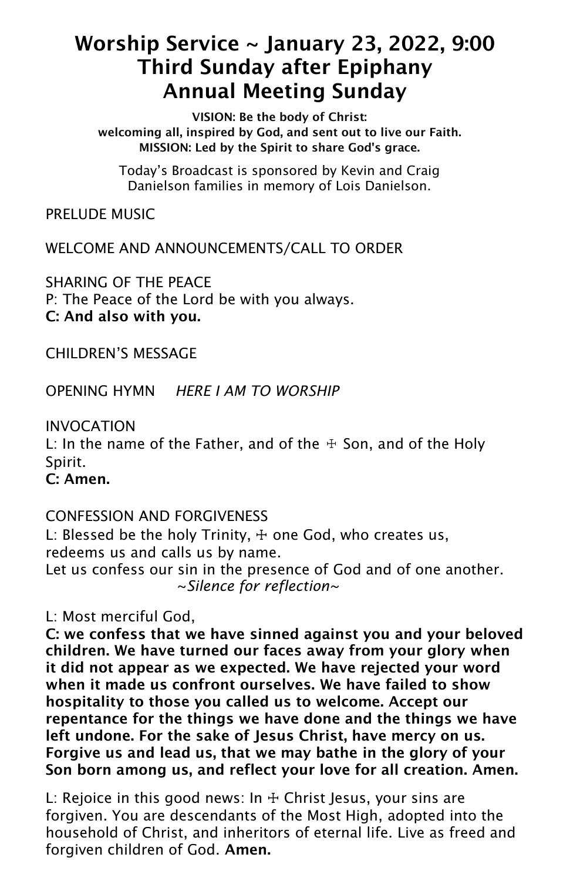# Worship Service ~ January 23, 2022, 9:00
# Third Sunday after Epiphany
# Annual Meeting Sunday

**VISION: Be the body of Christ:**
**welcoming all, inspired by God, and sent out to live our Faith.**
**MISSION: Led by the Spirit to share God's grace.**

Today's Broadcast is sponsored by Kevin and Craig Danielson families in memory of Lois Danielson.

PRELUDE MUSIC

WELCOME AND ANNOUNCEMENTS/CALL TO ORDER

SHARING OF THE PEACE
P: The Peace of the Lord be with you always.
**C: And also with you.**

CHILDREN'S MESSAGE

OPENING HYMN *HERE I AM TO WORSHIP*

INVOCATION
L: In the name of the Father, and of the ☩ Son, and of the Holy Spirit.
**C: Amen.**

CONFESSION AND FORGIVENESS
L: Blessed be the holy Trinity, ☩ one God, who creates us, redeems us and calls us by name.
Let us confess our sin in the presence of God and of one another.
*~Silence for reflection~*

L: Most merciful God,
**C: we confess that we have sinned against you and your beloved children. We have turned our faces away from your glory when it did not appear as we expected. We have rejected your word when it made us confront ourselves. We have failed to show hospitality to those you called us to welcome. Accept our repentance for the things we have done and the things we have left undone. For the sake of Jesus Christ, have mercy on us. Forgive us and lead us, that we may bathe in the glory of your Son born among us, and reflect your love for all creation. Amen.**

L: Rejoice in this good news: In ☩ Christ Jesus, your sins are forgiven. You are descendants of the Most High, adopted into the household of Christ, and inheritors of eternal life. Live as freed and forgiven children of God. **Amen.**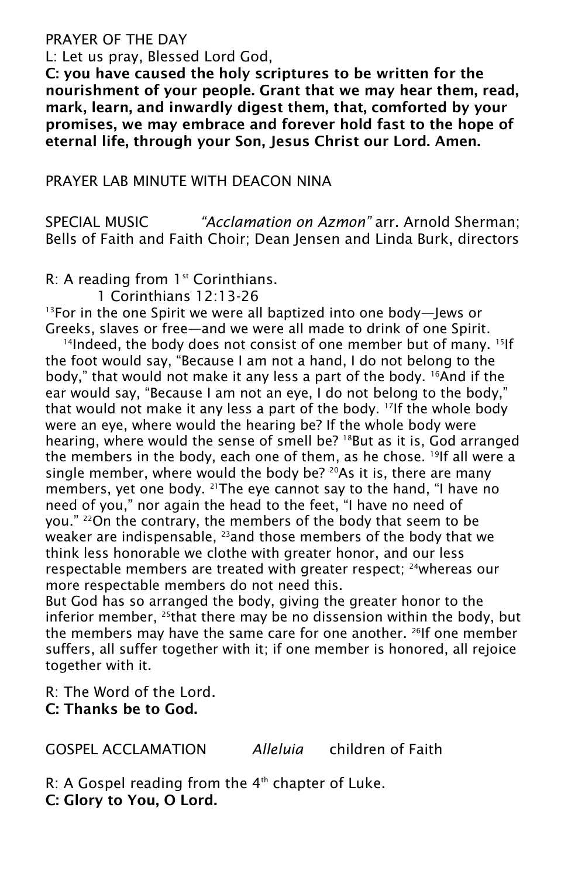PRAYER OF THE DAY

L: Let us pray, Blessed Lord God,

**C: you have caused the holy scriptures to be written for the nourishment of your people. Grant that we may hear them, read, mark, learn, and inwardly digest them, that, comforted by your promises, we may embrace and forever hold fast to the hope of eternal life, through your Son, Jesus Christ our Lord. Amen.**

PRAYER LAB MINUTE WITH DEACON NINA

SPECIAL MUSIC *"Acclamation on Azmon"* arr. Arnold Sherman; Bells of Faith and Faith Choir; Dean Jensen and Linda Burk, directors

R: A reading from 1st Corinthians.

1 Corinthians 12:13-26

[13]For in the one Spirit we were all baptized into one body—Jews or Greeks, slaves or free—and we were all made to drink of one Spirit.

[14]Indeed, the body does not consist of one member but of many. [15]If the foot would say, "Because I am not a hand, I do not belong to the body," that would not make it any less a part of the body. [16]And if the ear would say, "Because I am not an eye, I do not belong to the body," that would not make it any less a part of the body. [17]If the whole body were an eye, where would the hearing be? If the whole body were hearing, where would the sense of smell be? [18]But as it is, God arranged the members in the body, each one of them, as he chose. [19]If all were a single member, where would the body be? [20]As it is, there are many members, yet one body. [21]The eye cannot say to the hand, "I have no need of you," nor again the head to the feet, "I have no need of you." [22]On the contrary, the members of the body that seem to be weaker are indispensable, [23]and those members of the body that we think less honorable we clothe with greater honor, and our less respectable members are treated with greater respect; [24]whereas our more respectable members do not need this.

But God has so arranged the body, giving the greater honor to the inferior member, [25]that there may be no dissension within the body, but the members may have the same care for one another. [26]If one member suffers, all suffer together with it; if one member is honored, all rejoice together with it.

R: The Word of the Lord.

**C: Thanks be to God.**

GOSPEL ACCLAMATION *Alleluia* children of Faith

R: A Gospel reading from the 4th chapter of Luke.

**C: Glory to You, O Lord.**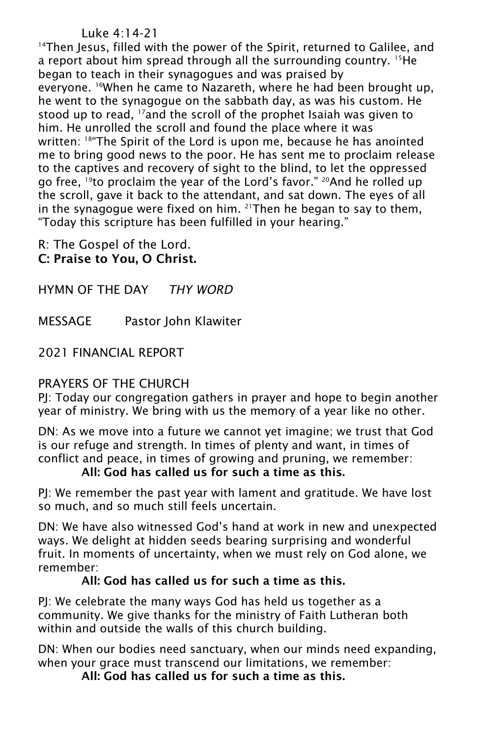Luke 4:14-21

[14]Then Jesus, filled with the power of the Spirit, returned to Galilee, and a report about him spread through all the surrounding country. [15]He began to teach in their synagogues and was praised by everyone. [16]When he came to Nazareth, where he had been brought up, he went to the synagogue on the sabbath day, as was his custom. He stood up to read, [17]and the scroll of the prophet Isaiah was given to him. He unrolled the scroll and found the place where it was written: [18]"The Spirit of the Lord is upon me, because he has anointed me to bring good news to the poor. He has sent me to proclaim release to the captives and recovery of sight to the blind, to let the oppressed go free, [19]to proclaim the year of the Lord's favor." [20]And he rolled up the scroll, gave it back to the attendant, and sat down. The eyes of all in the synagogue were fixed on him. [21]Then he began to say to them, "Today this scripture has been fulfilled in your hearing."

R: The Gospel of the Lord.
**C: Praise to You, O Christ.**

HYMN OF THE DAY *THY WORD*

MESSAGE Pastor John Klawiter

2021 FINANCIAL REPORT

PRAYERS OF THE CHURCH

PJ: Today our congregation gathers in prayer and hope to begin another year of ministry. We bring with us the memory of a year like no other.

DN: As we move into a future we cannot yet imagine; we trust that God is our refuge and strength. In times of plenty and want, in times of conflict and peace, in times of growing and pruning, we remember:

**All: God has called us for such a time as this.**

PJ: We remember the past year with lament and gratitude. We have lost so much, and so much still feels uncertain.

DN: We have also witnessed God's hand at work in new and unexpected ways. We delight at hidden seeds bearing surprising and wonderful fruit. In moments of uncertainty, when we must rely on God alone, we remember:

**All: God has called us for such a time as this.**

PJ: We celebrate the many ways God has held us together as a community. We give thanks for the ministry of Faith Lutheran both within and outside the walls of this church building.

DN: When our bodies need sanctuary, when our minds need expanding, when your grace must transcend our limitations, we remember:

**All: God has called us for such a time as this.**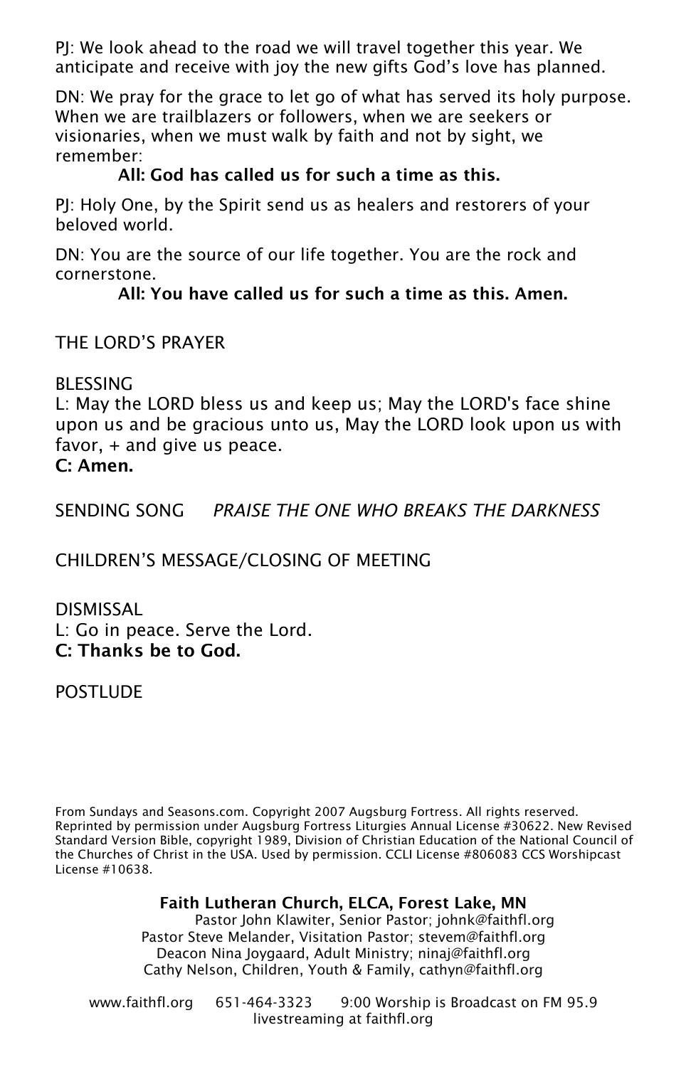PJ: We look ahead to the road we will travel together this year. We anticipate and receive with joy the new gifts God's love has planned.

DN: We pray for the grace to let go of what has served its holy purpose. When we are trailblazers or followers, when we are seekers or visionaries, when we must walk by faith and not by sight, we remember:

**All: God has called us for such a time as this.**

PJ: Holy One, by the Spirit send us as healers and restorers of your beloved world.

DN: You are the source of our life together. You are the rock and cornerstone.

**All: You have called us for such a time as this. Amen.**

THE LORD'S PRAYER

BLESSING

L: May the LORD bless us and keep us; May the LORD's face shine upon us and be gracious unto us, May the LORD look upon us with favor, + and give us peace.

**C: Amen.**

SENDING SONG *PRAISE THE ONE WHO BREAKS THE DARKNESS*

CHILDREN'S MESSAGE/CLOSING OF MEETING

DISMISSAL

L: Go in peace. Serve the Lord.

**C: Thanks be to God.**

POSTLUDE

From Sundays and Seasons.com. Copyright 2007 Augsburg Fortress. All rights reserved. Reprinted by permission under Augsburg Fortress Liturgies Annual License #30622. New Revised Standard Version Bible, copyright 1989, Division of Christian Education of the National Council of the Churches of Christ in the USA. Used by permission. CCLI License #806083 CCS Worshipcast License #10638.

**Faith Lutheran Church, ELCA, Forest Lake, MN**

Pastor John Klawiter, Senior Pastor; johnk@faithfl.org
Pastor Steve Melander, Visitation Pastor; stevem@faithfl.org
Deacon Nina Joygaard, Adult Ministry; ninaj@faithfl.org
Cathy Nelson, Children, Youth & Family, cathyn@faithfl.org

www.faithfl.org 651-464-3323 9:00 Worship is Broadcast on FM 95.9
livestreaming at faithfl.org